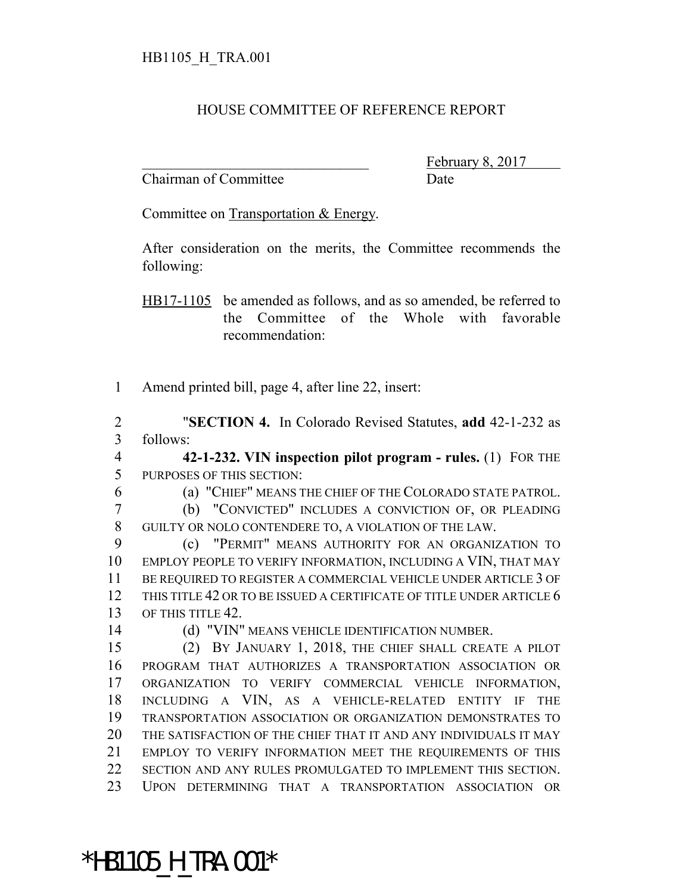HB1105_H_TRA.001

HOUSE COMMITTEE OF REFERENCE REPORT

_______________________________ February 8, 2017
Chairman of Committee Date

Committee on Transportation & Energy.

After consideration on the merits, the Committee recommends the following:

HB17-1105 be amended as follows, and as so amended, be referred to the Committee of the Whole with favorable recommendation:

1 Amend printed bill, page 4, after line 22, insert:

2 "**SECTION 4.** In Colorado Revised Statutes, **add** 42-1-232 as
3 follows:
4 **42-1-232. VIN inspection pilot program - rules.** (1) FOR THE
5 PURPOSES OF THIS SECTION:
6 (a) "CHIEF" MEANS THE CHIEF OF THE COLORADO STATE PATROL.
7 (b) "CONVICTED" INCLUDES A CONVICTION OF, OR PLEADING
8 GUILTY OR NOLO CONTENDERE TO, A VIOLATION OF THE LAW.
9 (c) "PERMIT" MEANS AUTHORITY FOR AN ORGANIZATION TO
10 EMPLOY PEOPLE TO VERIFY INFORMATION, INCLUDING A VIN, THAT MAY
11 BE REQUIRED TO REGISTER A COMMERCIAL VEHICLE UNDER ARTICLE 3 OF
12 THIS TITLE 42 OR TO BE ISSUED A CERTIFICATE OF TITLE UNDER ARTICLE 6
13 OF THIS TITLE 42.
14 (d) "VIN" MEANS VEHICLE IDENTIFICATION NUMBER.
15 (2) BY JANUARY 1, 2018, THE CHIEF SHALL CREATE A PILOT
16 PROGRAM THAT AUTHORIZES A TRANSPORTATION ASSOCIATION OR
17 ORGANIZATION TO VERIFY COMMERCIAL VEHICLE INFORMATION,
18 INCLUDING A VIN, AS A VEHICLE-RELATED ENTITY IF THE
19 TRANSPORTATION ASSOCIATION OR ORGANIZATION DEMONSTRATES TO
20 THE SATISFACTION OF THE CHIEF THAT IT AND ANY INDIVIDUALS IT MAY
21 EMPLOY TO VERIFY INFORMATION MEET THE REQUIREMENTS OF THIS
22 SECTION AND ANY RULES PROMULGATED TO IMPLEMENT THIS SECTION.
23 UPON DETERMINING THAT A TRANSPORTATION ASSOCIATION OR

*HB1105_H_TRA.001*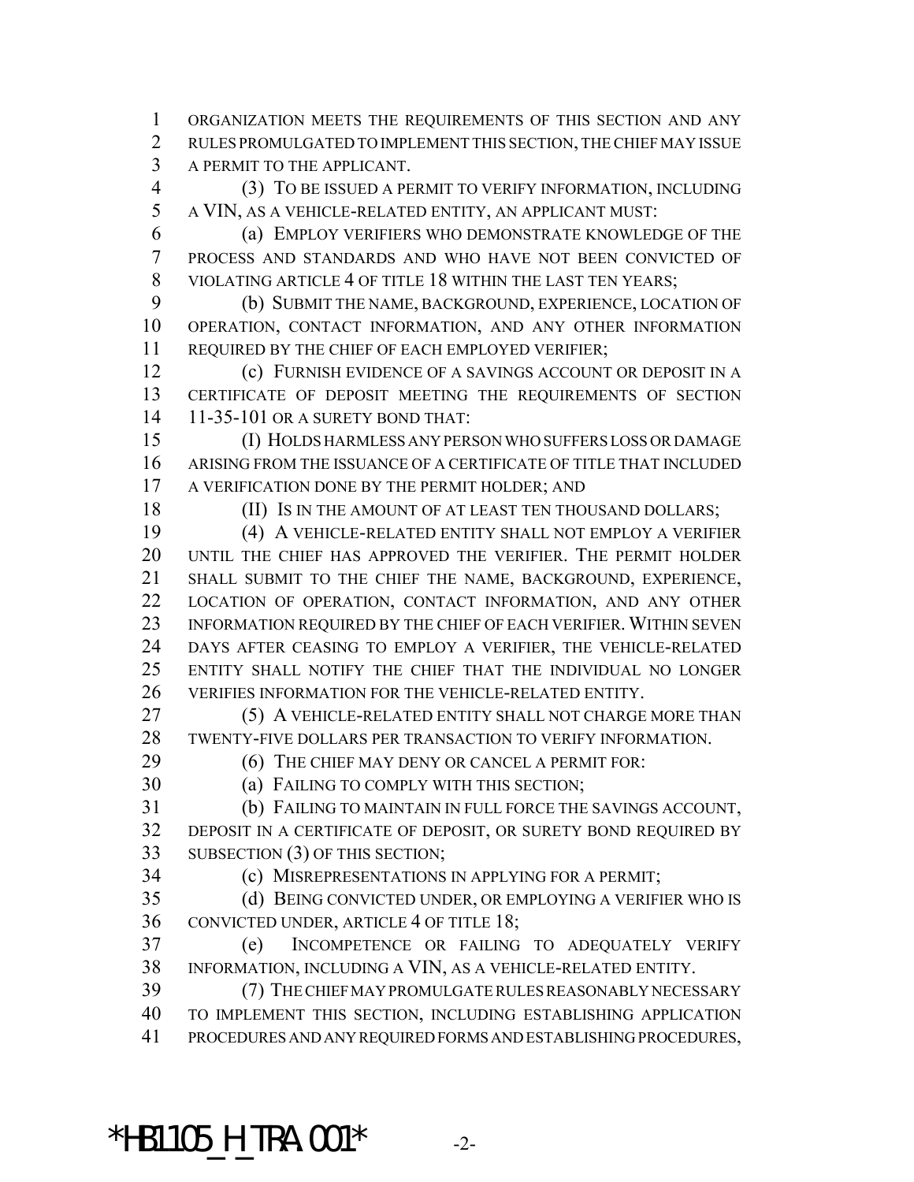ORGANIZATION MEETS THE REQUIREMENTS OF THIS SECTION AND ANY RULES PROMULGATED TO IMPLEMENT THIS SECTION, THE CHIEF MAY ISSUE A PERMIT TO THE APPLICANT.

(3) TO BE ISSUED A PERMIT TO VERIFY INFORMATION, INCLUDING A VIN, AS A VEHICLE-RELATED ENTITY, AN APPLICANT MUST:

(a) EMPLOY VERIFIERS WHO DEMONSTRATE KNOWLEDGE OF THE PROCESS AND STANDARDS AND WHO HAVE NOT BEEN CONVICTED OF VIOLATING ARTICLE 4 OF TITLE 18 WITHIN THE LAST TEN YEARS;

(b) SUBMIT THE NAME, BACKGROUND, EXPERIENCE, LOCATION OF OPERATION, CONTACT INFORMATION, AND ANY OTHER INFORMATION REQUIRED BY THE CHIEF OF EACH EMPLOYED VERIFIER;

(c) FURNISH EVIDENCE OF A SAVINGS ACCOUNT OR DEPOSIT IN A CERTIFICATE OF DEPOSIT MEETING THE REQUIREMENTS OF SECTION 11-35-101 OR A SURETY BOND THAT:

(I) HOLDS HARMLESS ANY PERSON WHO SUFFERS LOSS OR DAMAGE ARISING FROM THE ISSUANCE OF A CERTIFICATE OF TITLE THAT INCLUDED A VERIFICATION DONE BY THE PERMIT HOLDER; AND

(II) IS IN THE AMOUNT OF AT LEAST TEN THOUSAND DOLLARS;

(4) A VEHICLE-RELATED ENTITY SHALL NOT EMPLOY A VERIFIER UNTIL THE CHIEF HAS APPROVED THE VERIFIER. THE PERMIT HOLDER SHALL SUBMIT TO THE CHIEF THE NAME, BACKGROUND, EXPERIENCE, LOCATION OF OPERATION, CONTACT INFORMATION, AND ANY OTHER INFORMATION REQUIRED BY THE CHIEF OF EACH VERIFIER. WITHIN SEVEN DAYS AFTER CEASING TO EMPLOY A VERIFIER, THE VEHICLE-RELATED ENTITY SHALL NOTIFY THE CHIEF THAT THE INDIVIDUAL NO LONGER VERIFIES INFORMATION FOR THE VEHICLE-RELATED ENTITY.

(5) A VEHICLE-RELATED ENTITY SHALL NOT CHARGE MORE THAN TWENTY-FIVE DOLLARS PER TRANSACTION TO VERIFY INFORMATION.

(6) THE CHIEF MAY DENY OR CANCEL A PERMIT FOR:

(a) FAILING TO COMPLY WITH THIS SECTION;

(b) FAILING TO MAINTAIN IN FULL FORCE THE SAVINGS ACCOUNT, DEPOSIT IN A CERTIFICATE OF DEPOSIT, OR SURETY BOND REQUIRED BY SUBSECTION (3) OF THIS SECTION;

(c) MISREPRESENTATIONS IN APPLYING FOR A PERMIT;

(d) BEING CONVICTED UNDER, OR EMPLOYING A VERIFIER WHO IS CONVICTED UNDER, ARTICLE 4 OF TITLE 18;

(e) INCOMPETENCE OR FAILING TO ADEQUATELY VERIFY INFORMATION, INCLUDING A VIN, AS A VEHICLE-RELATED ENTITY.

(7) THE CHIEF MAY PROMULGATE RULES REASONABLY NECESSARY TO IMPLEMENT THIS SECTION, INCLUDING ESTABLISHING APPLICATION PROCEDURES AND ANY REQUIRED FORMS AND ESTABLISHING PROCEDURES,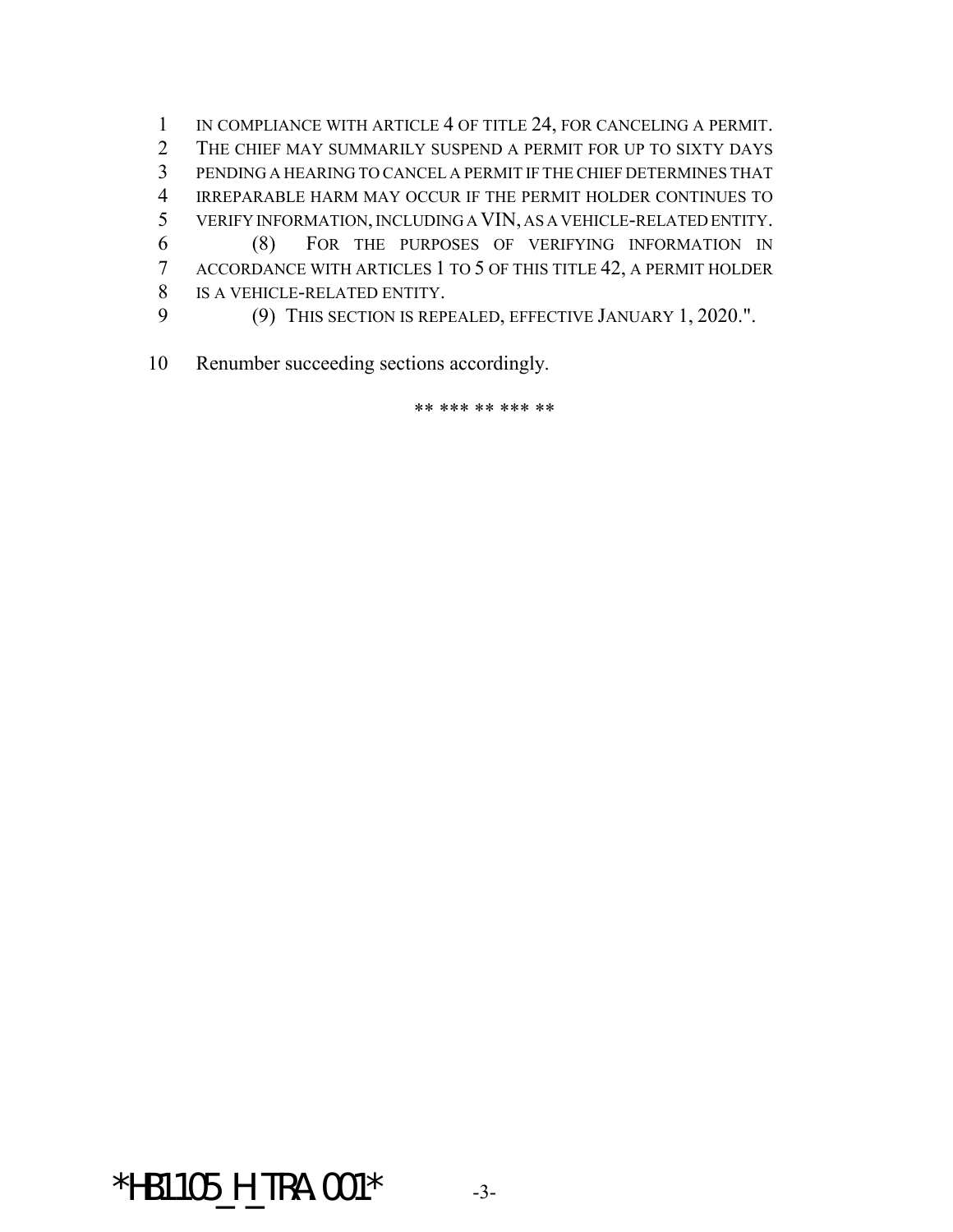IN COMPLIANCE WITH ARTICLE 4 OF TITLE 24, FOR CANCELING A PERMIT. THE CHIEF MAY SUMMARILY SUSPEND A PERMIT FOR UP TO SIXTY DAYS PENDING A HEARING TO CANCEL A PERMIT IF THE CHIEF DETERMINES THAT IRREPARABLE HARM MAY OCCUR IF THE PERMIT HOLDER CONTINUES TO VERIFY INFORMATION, INCLUDING A VIN, AS A VEHICLE-RELATED ENTITY.

(8) FOR THE PURPOSES OF VERIFYING INFORMATION IN ACCORDANCE WITH ARTICLES 1 TO 5 OF THIS TITLE 42, A PERMIT HOLDER IS A VEHICLE-RELATED ENTITY.

(9) THIS SECTION IS REPEALED, EFFECTIVE JANUARY 1, 2020.".

Renumber succeeding sections accordingly.

** *** ** *** **

*HB1105_H_TRA.001*